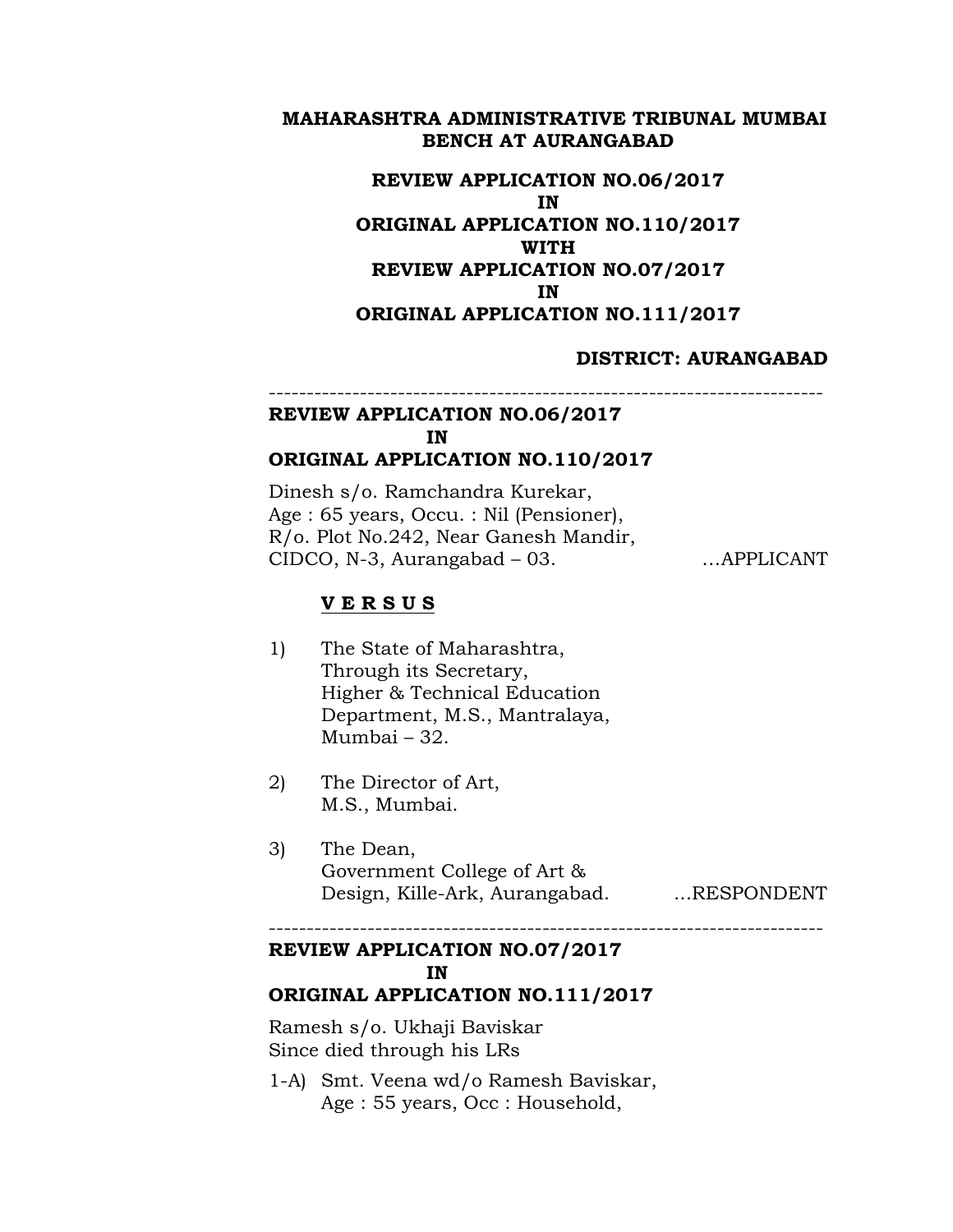**MAHARASHTRA ADMINISTRATIVE TRIBUNAL MUMBAI BENCH AT AURANGABAD**

**REVIEW APPLICATION NO.06/2017**
**IN**
**ORIGINAL APPLICATION NO.110/2017**
**WITH**
**REVIEW APPLICATION NO.07/2017**
**IN**
**ORIGINAL APPLICATION NO.111/2017**

**DISTRICT: AURANGABAD**

---

**REVIEW APPLICATION NO.06/2017**
**IN**
**ORIGINAL APPLICATION NO.110/2017**

Dinesh s/o. Ramchandra Kurekar,
Age : 65 years, Occu. : Nil (Pensioner),
R/o. Plot No.242, Near Ganesh Mandir,
CIDCO, N-3, Aurangabad – 03. ...APPLICANT

**V E R S U S**

1) The State of Maharashtra,
   Through its Secretary,
   Higher & Technical Education
   Department, M.S., Mantralaya,
   Mumbai – 32.

2) The Director of Art,
   M.S., Mumbai.

3) The Dean,
   Government College of Art &
   Design, Kille-Ark, Aurangabad. ...RESPONDENT

---

**REVIEW APPLICATION NO.07/2017**
**IN**
**ORIGINAL APPLICATION NO.111/2017**

Ramesh s/o. Ukhaji Baviskar
Since died through his LRs

1-A) Smt. Veena wd/o Ramesh Baviskar,
   Age : 55 years, Occ : Household,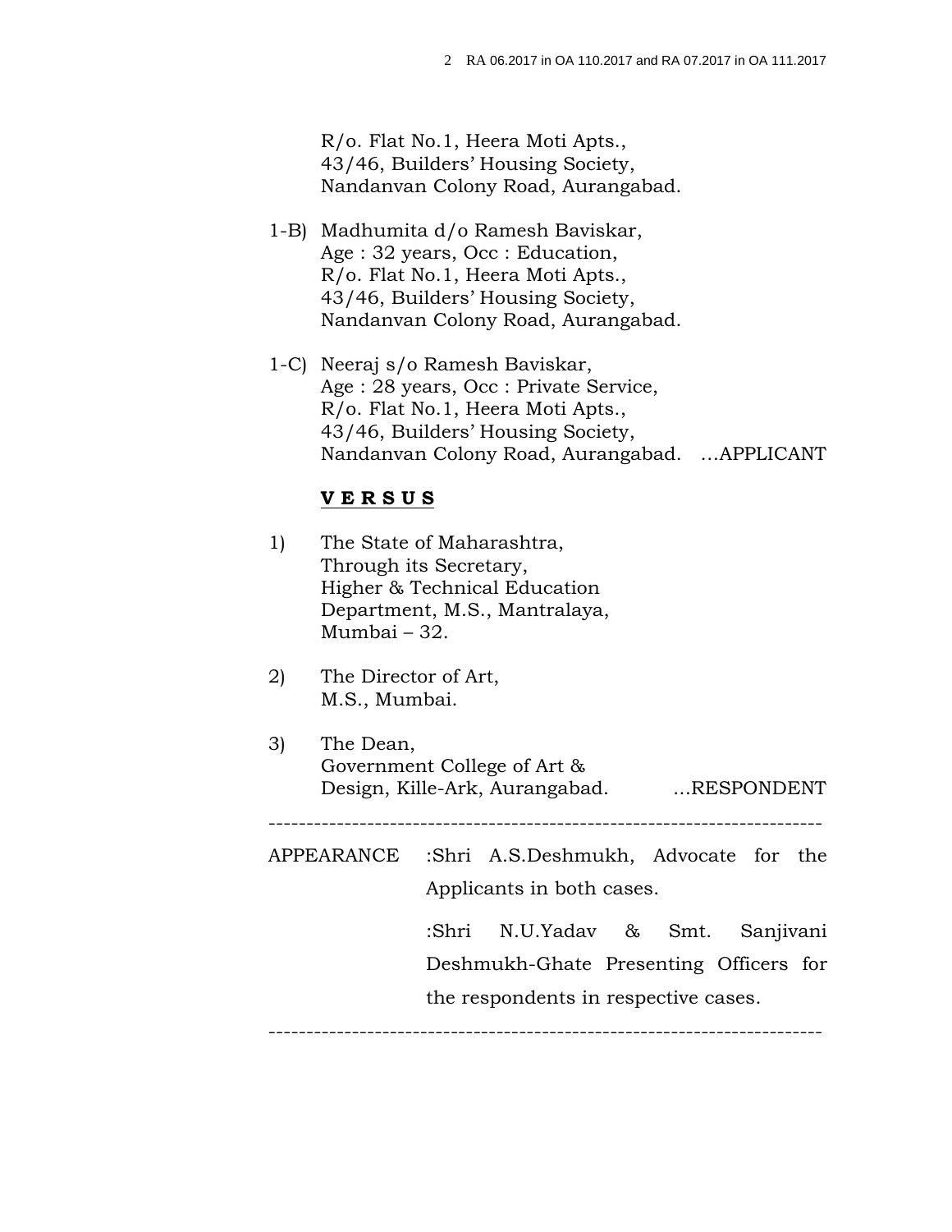R/o. Flat No.1, Heera Moti Apts.,
43/46, Builders' Housing Society,
Nandanvan Colony Road, Aurangabad.

1-B) Madhumita d/o Ramesh Baviskar,
Age : 32 years, Occ : Education,
R/o. Flat No.1, Heera Moti Apts.,
43/46, Builders' Housing Society,
Nandanvan Colony Road, Aurangabad.

1-C) Neeraj s/o Ramesh Baviskar,
Age : 28 years, Occ : Private Service,
R/o. Flat No.1, Heera Moti Apts.,
43/46, Builders' Housing Society,
Nandanvan Colony Road, Aurangabad. ...APPLICANT

**V E R S U S**

1) The State of Maharashtra,
Through its Secretary,
Higher & Technical Education
Department, M.S., Mantralaya,
Mumbai – 32.

2) The Director of Art,
M.S., Mumbai.

3) The Dean,
Government College of Art &
Design, Kille-Ark, Aurangabad. ...RESPONDENT

---

APPEARANCE :Shri A.S.Deshmukh, Advocate for the Applicants in both cases.

:Shri N.U.Yadav & Smt. Sanjivani Deshmukh-Ghate Presenting Officers for the respondents in respective cases.

---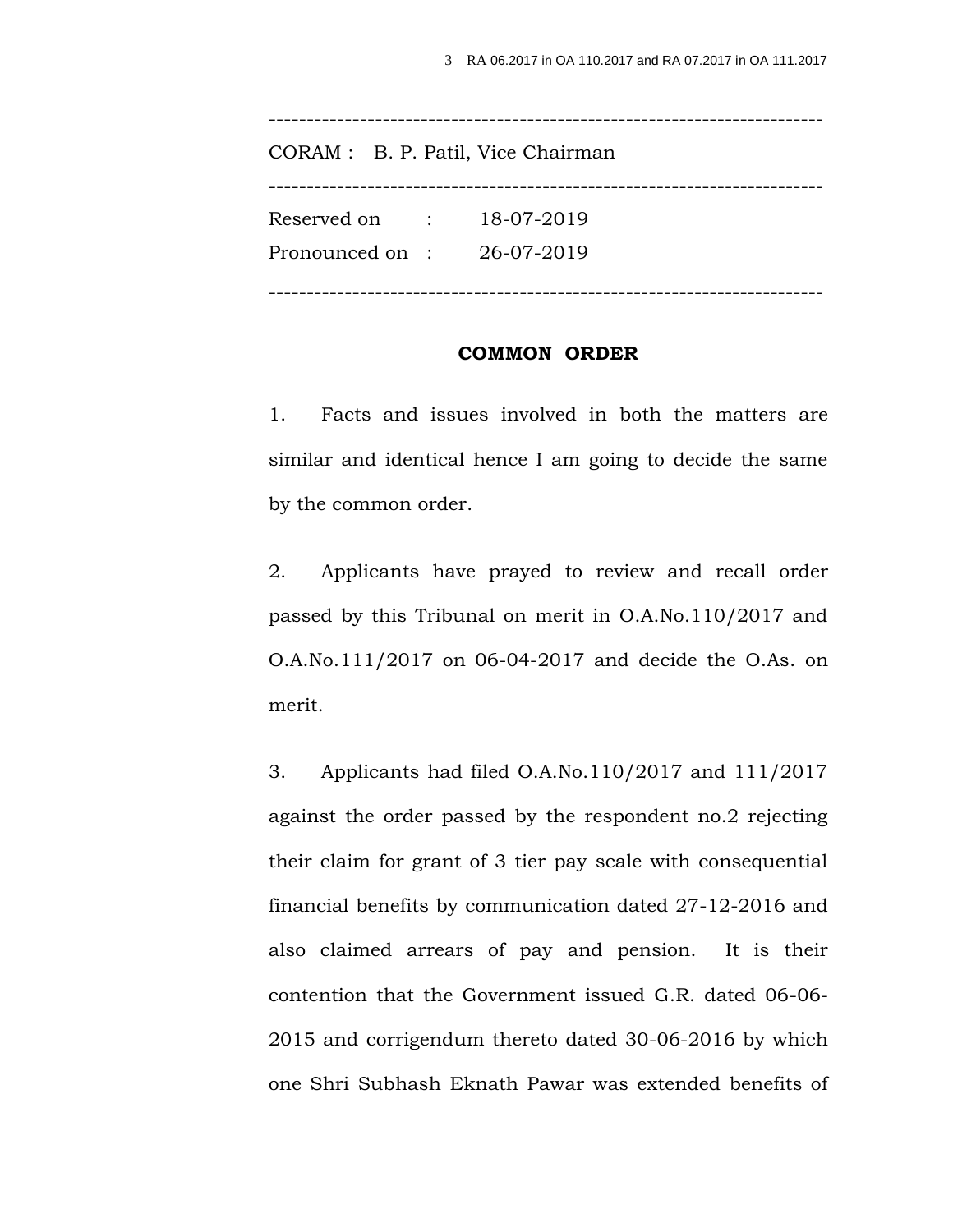---

CORAM : B. P. Patil, Vice Chairman

---

Reserved on : 18-07-2019

Pronounced on : 26-07-2019

---

**COMMON ORDER**

1. Facts and issues involved in both the matters are similar and identical hence I am going to decide the same by the common order.

2. Applicants have prayed to review and recall order passed by this Tribunal on merit in O.A.No.110/2017 and O.A.No.111/2017 on 06-04-2017 and decide the O.As. on merit.

3. Applicants had filed O.A.No.110/2017 and 111/2017 against the order passed by the respondent no.2 rejecting their claim for grant of 3 tier pay scale with consequential financial benefits by communication dated 27-12-2016 and also claimed arrears of pay and pension. It is their contention that the Government issued G.R. dated 06-06-2015 and corrigendum thereto dated 30-06-2016 by which one Shri Subhash Eknath Pawar was extended benefits of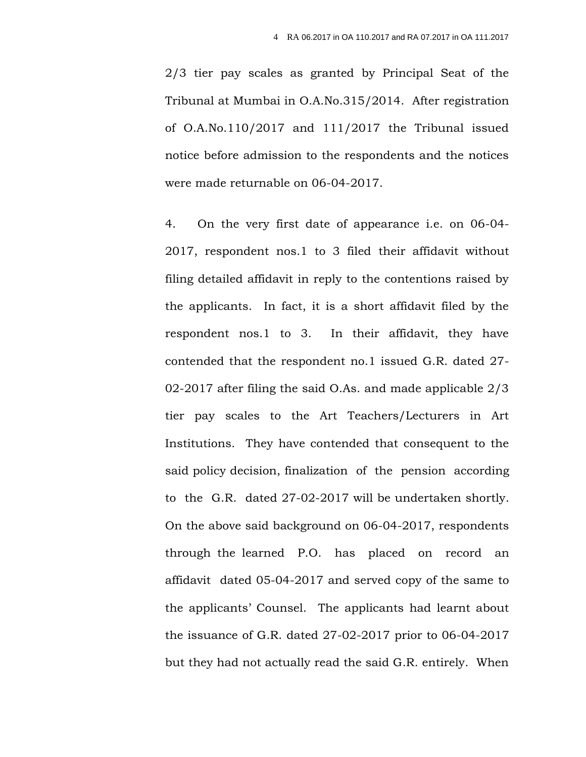2/3 tier pay scales as granted by Principal Seat of the Tribunal at Mumbai in O.A.No.315/2014. After registration of O.A.No.110/2017 and 111/2017 the Tribunal issued notice before admission to the respondents and the notices were made returnable on 06-04-2017.

4. On the very first date of appearance i.e. on 06-04-2017, respondent nos.1 to 3 filed their affidavit without filing detailed affidavit in reply to the contentions raised by the applicants. In fact, it is a short affidavit filed by the respondent nos.1 to 3. In their affidavit, they have contended that the respondent no.1 issued G.R. dated 27-02-2017 after filing the said O.As. and made applicable 2/3 tier pay scales to the Art Teachers/Lecturers in Art Institutions. They have contended that consequent to the said policy decision, finalization of the pension according to the G.R. dated 27-02-2017 will be undertaken shortly. On the above said background on 06-04-2017, respondents through the learned P.O. has placed on record an affidavit dated 05-04-2017 and served copy of the same to the applicants' Counsel. The applicants had learnt about the issuance of G.R. dated 27-02-2017 prior to 06-04-2017 but they had not actually read the said G.R. entirely. When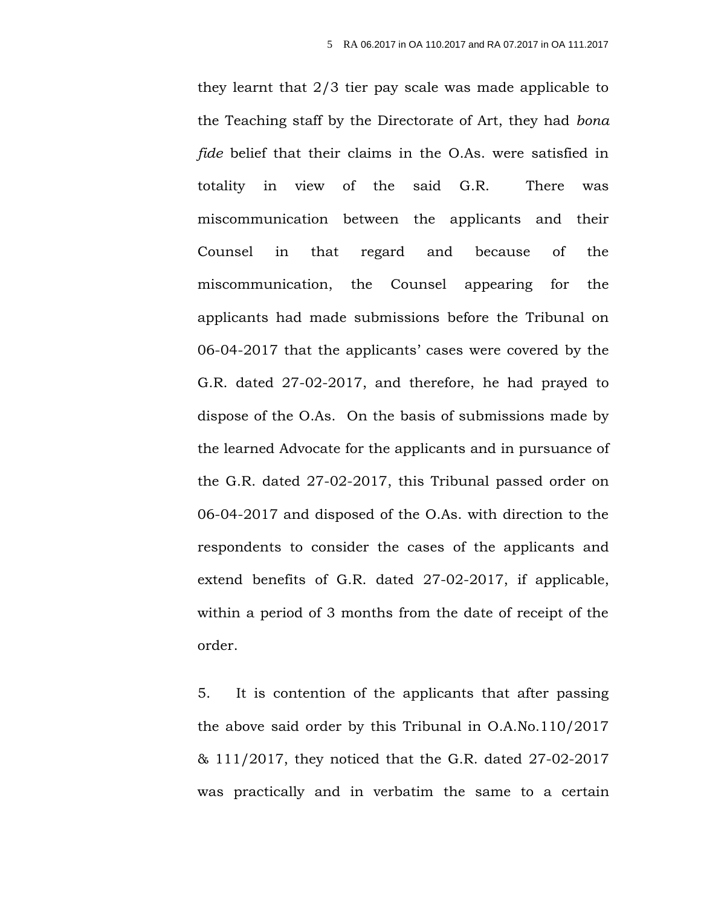they learnt that 2/3 tier pay scale was made applicable to the Teaching staff by the Directorate of Art, they had *bona fide* belief that their claims in the O.As. were satisfied in totality in view of the said G.R. There was miscommunication between the applicants and their Counsel in that regard and because of the miscommunication, the Counsel appearing for the applicants had made submissions before the Tribunal on 06-04-2017 that the applicants' cases were covered by the G.R. dated 27-02-2017, and therefore, he had prayed to dispose of the O.As. On the basis of submissions made by the learned Advocate for the applicants and in pursuance of the G.R. dated 27-02-2017, this Tribunal passed order on 06-04-2017 and disposed of the O.As. with direction to the respondents to consider the cases of the applicants and extend benefits of G.R. dated 27-02-2017, if applicable, within a period of 3 months from the date of receipt of the order.

5. It is contention of the applicants that after passing the above said order by this Tribunal in O.A.No.110/2017 & 111/2017, they noticed that the G.R. dated 27-02-2017 was practically and in verbatim the same to a certain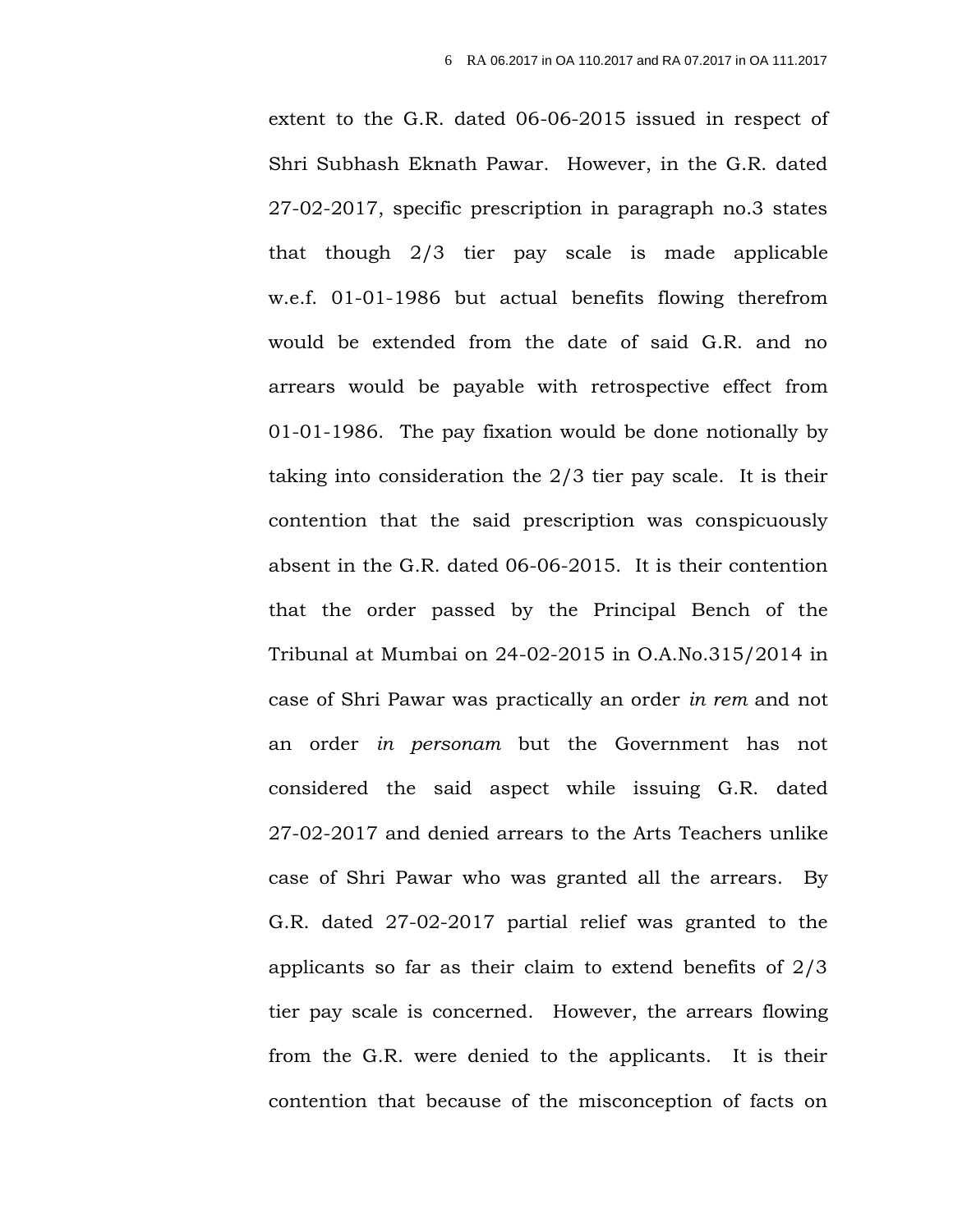extent to the G.R. dated 06-06-2015 issued in respect of Shri Subhash Eknath Pawar. However, in the G.R. dated 27-02-2017, specific prescription in paragraph no.3 states that though 2/3 tier pay scale is made applicable w.e.f. 01-01-1986 but actual benefits flowing therefrom would be extended from the date of said G.R. and no arrears would be payable with retrospective effect from 01-01-1986. The pay fixation would be done notionally by taking into consideration the 2/3 tier pay scale. It is their contention that the said prescription was conspicuously absent in the G.R. dated 06-06-2015. It is their contention that the order passed by the Principal Bench of the Tribunal at Mumbai on 24-02-2015 in O.A.No.315/2014 in case of Shri Pawar was practically an order *in rem* and not an order *in personam* but the Government has not considered the said aspect while issuing G.R. dated 27-02-2017 and denied arrears to the Arts Teachers unlike case of Shri Pawar who was granted all the arrears. By G.R. dated 27-02-2017 partial relief was granted to the applicants so far as their claim to extend benefits of 2/3 tier pay scale is concerned. However, the arrears flowing from the G.R. were denied to the applicants. It is their contention that because of the misconception of facts on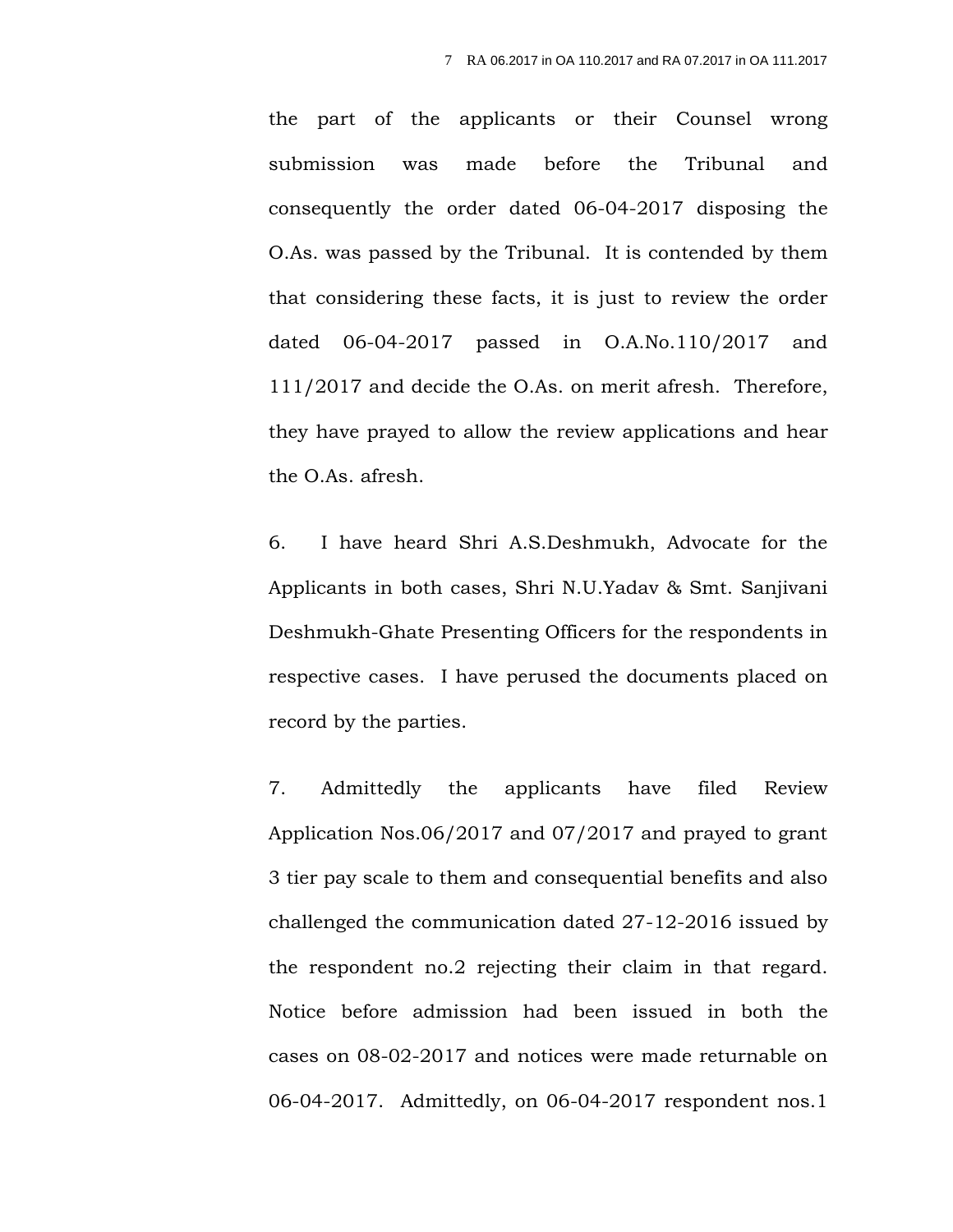the part of the applicants or their Counsel wrong submission was made before the Tribunal and consequently the order dated 06-04-2017 disposing the O.As. was passed by the Tribunal. It is contended by them that considering these facts, it is just to review the order dated 06-04-2017 passed in O.A.No.110/2017 and 111/2017 and decide the O.As. on merit afresh. Therefore, they have prayed to allow the review applications and hear the O.As. afresh.

6. I have heard Shri A.S.Deshmukh, Advocate for the Applicants in both cases, Shri N.U.Yadav & Smt. Sanjivani Deshmukh-Ghate Presenting Officers for the respondents in respective cases. I have perused the documents placed on record by the parties.

7. Admittedly the applicants have filed Review Application Nos.06/2017 and 07/2017 and prayed to grant 3 tier pay scale to them and consequential benefits and also challenged the communication dated 27-12-2016 issued by the respondent no.2 rejecting their claim in that regard. Notice before admission had been issued in both the cases on 08-02-2017 and notices were made returnable on 06-04-2017. Admittedly, on 06-04-2017 respondent nos.1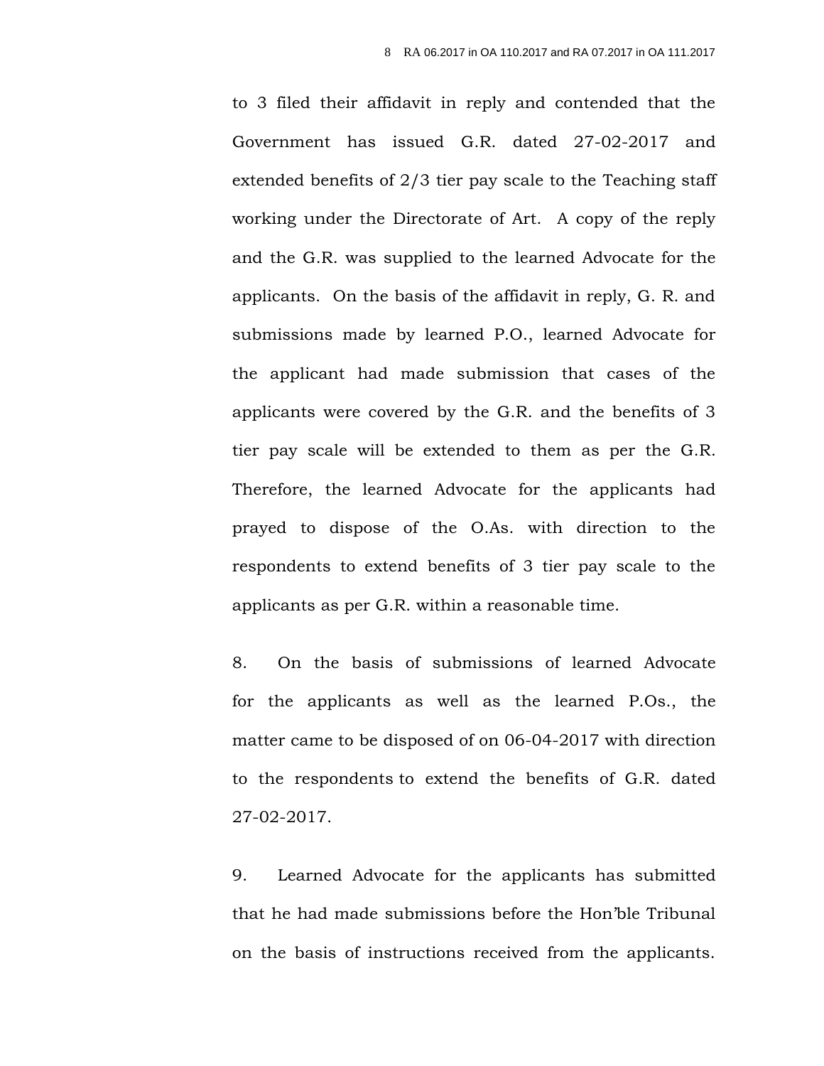to 3 filed their affidavit in reply and contended that the Government has issued G.R. dated 27-02-2017 and extended benefits of 2/3 tier pay scale to the Teaching staff working under the Directorate of Art. A copy of the reply and the G.R. was supplied to the learned Advocate for the applicants. On the basis of the affidavit in reply, G. R. and submissions made by learned P.O., learned Advocate for the applicant had made submission that cases of the applicants were covered by the G.R. and the benefits of 3 tier pay scale will be extended to them as per the G.R. Therefore, the learned Advocate for the applicants had prayed to dispose of the O.As. with direction to the respondents to extend benefits of 3 tier pay scale to the applicants as per G.R. within a reasonable time.

8. On the basis of submissions of learned Advocate for the applicants as well as the learned P.Os., the matter came to be disposed of on 06-04-2017 with direction to the respondents to extend the benefits of G.R. dated 27-02-2017.

9. Learned Advocate for the applicants has submitted that he had made submissions before the Hon'ble Tribunal on the basis of instructions received from the applicants.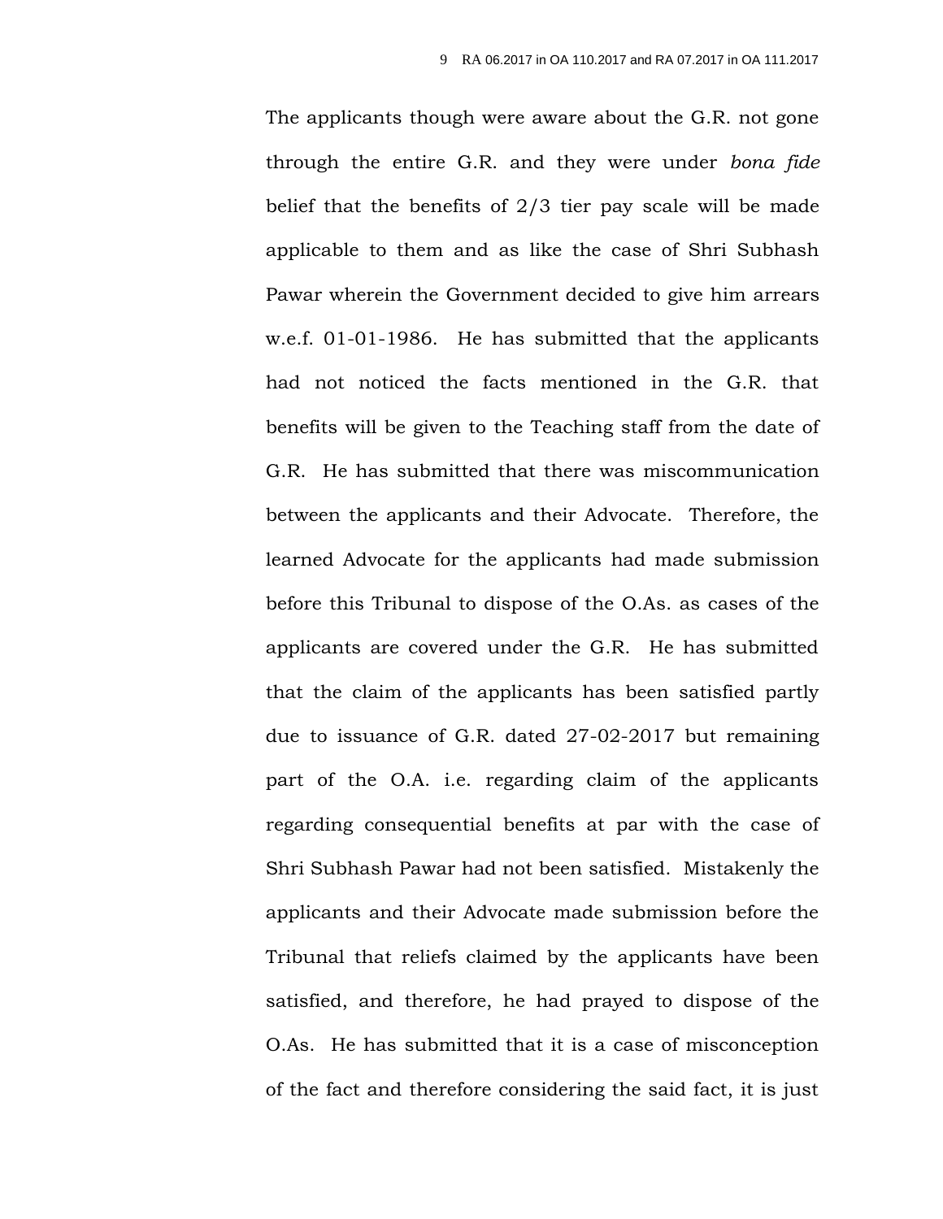The applicants though were aware about the G.R. not gone through the entire G.R. and they were under *bona fide* belief that the benefits of 2/3 tier pay scale will be made applicable to them and as like the case of Shri Subhash Pawar wherein the Government decided to give him arrears w.e.f. 01-01-1986. He has submitted that the applicants had not noticed the facts mentioned in the G.R. that benefits will be given to the Teaching staff from the date of G.R. He has submitted that there was miscommunication between the applicants and their Advocate. Therefore, the learned Advocate for the applicants had made submission before this Tribunal to dispose of the O.As. as cases of the applicants are covered under the G.R. He has submitted that the claim of the applicants has been satisfied partly due to issuance of G.R. dated 27-02-2017 but remaining part of the O.A. i.e. regarding claim of the applicants regarding consequential benefits at par with the case of Shri Subhash Pawar had not been satisfied. Mistakenly the applicants and their Advocate made submission before the Tribunal that reliefs claimed by the applicants have been satisfied, and therefore, he had prayed to dispose of the O.As. He has submitted that it is a case of misconception of the fact and therefore considering the said fact, it is just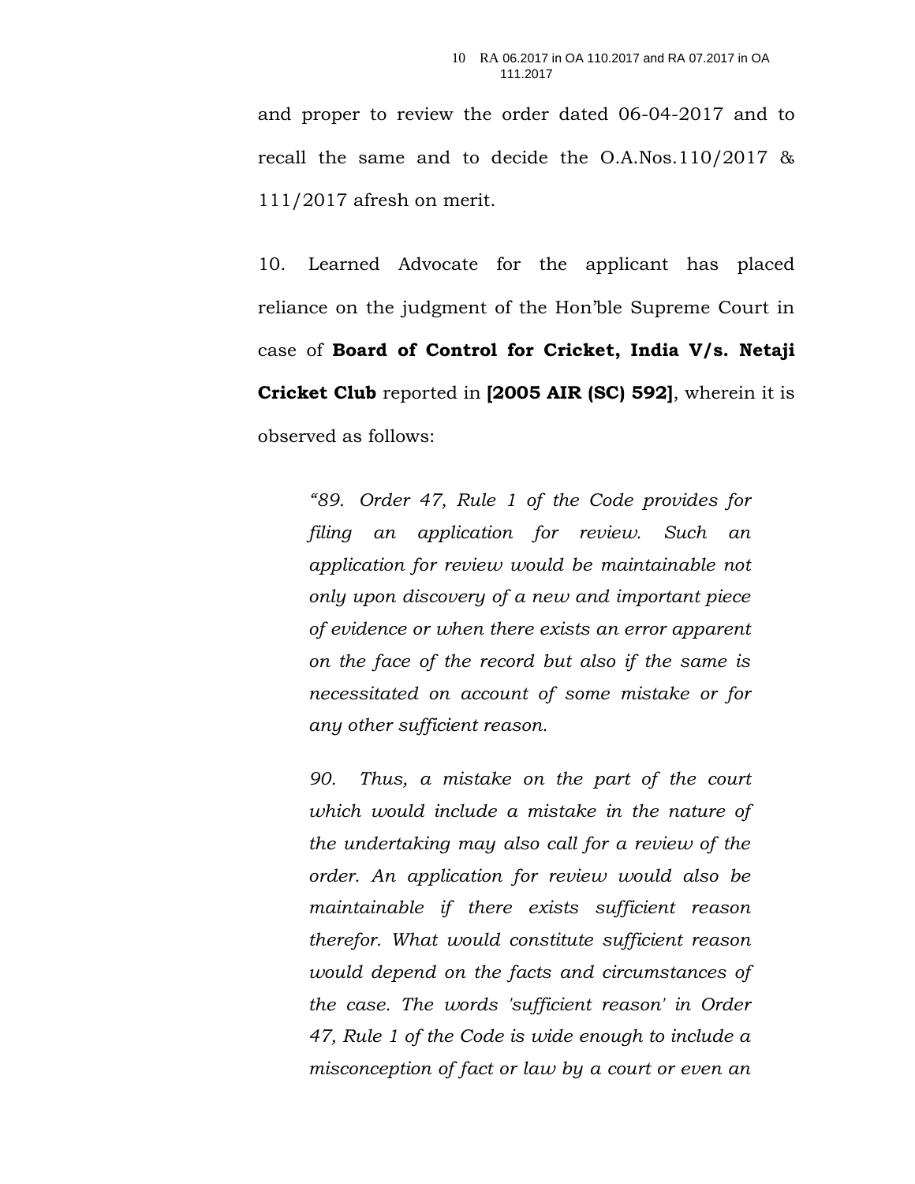and proper to review the order dated 06-04-2017 and to recall the same and to decide the O.A.Nos.110/2017 & 111/2017 afresh on merit.

10. Learned Advocate for the applicant has placed reliance on the judgment of the Hon'ble Supreme Court in case of **Board of Control for Cricket, India V/s. Netaji Cricket Club** reported in **[2005 AIR (SC) 592]**, wherein it is observed as follows:

> *"89. Order 47, Rule 1 of the Code provides for filing an application for review. Such an application for review would be maintainable not only upon discovery of a new and important piece of evidence or when there exists an error apparent on the face of the record but also if the same is necessitated on account of some mistake or for any other sufficient reason.*
>
> *90. Thus, a mistake on the part of the court which would include a mistake in the nature of the undertaking may also call for a review of the order. An application for review would also be maintainable if there exists sufficient reason therefor. What would constitute sufficient reason would depend on the facts and circumstances of the case. The words 'sufficient reason' in Order 47, Rule 1 of the Code is wide enough to include a misconception of fact or law by a court or even an*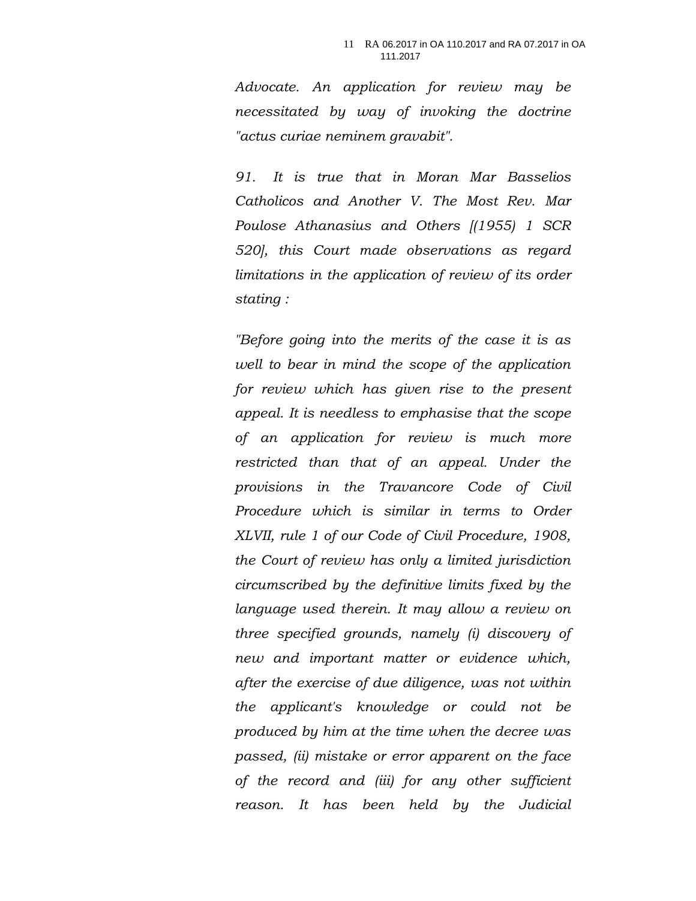*Advocate. An application for review may be necessitated by way of invoking the doctrine "actus curiae neminem gravabit".*

*91. It is true that in Moran Mar Basselios Catholicos and Another V. The Most Rev. Mar Poulose Athanasius and Others [(1955) 1 SCR 520], this Court made observations as regard limitations in the application of review of its order stating :*

*"Before going into the merits of the case it is as well to bear in mind the scope of the application for review which has given rise to the present appeal. It is needless to emphasise that the scope of an application for review is much more restricted than that of an appeal. Under the provisions in the Travancore Code of Civil Procedure which is similar in terms to Order XLVII, rule 1 of our Code of Civil Procedure, 1908, the Court of review has only a limited jurisdiction circumscribed by the definitive limits fixed by the language used therein. It may allow a review on three specified grounds, namely (i) discovery of new and important matter or evidence which, after the exercise of due diligence, was not within the applicant's knowledge or could not be produced by him at the time when the decree was passed, (ii) mistake or error apparent on the face of the record and (iii) for any other sufficient reason. It has been held by the Judicial*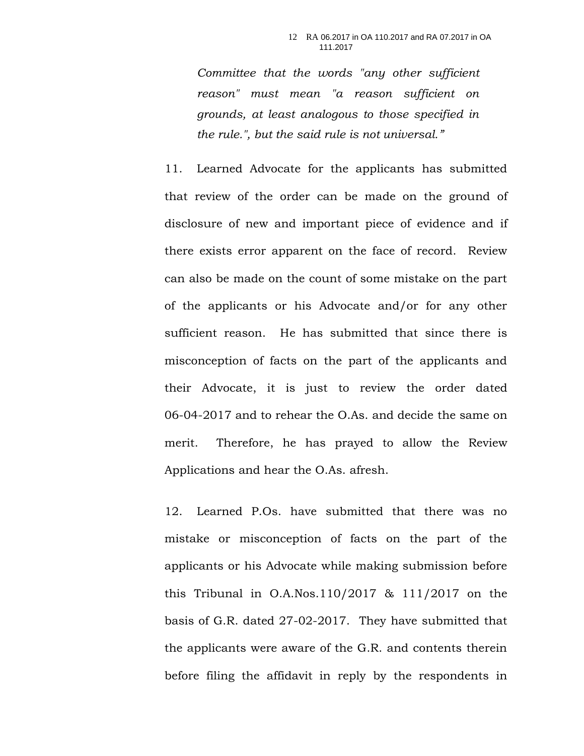*Committee that the words "any other sufficient reason" must mean "a reason sufficient on grounds, at least analogous to those specified in the rule.", but the said rule is not universal."*

11. Learned Advocate for the applicants has submitted that review of the order can be made on the ground of disclosure of new and important piece of evidence and if there exists error apparent on the face of record. Review can also be made on the count of some mistake on the part of the applicants or his Advocate and/or for any other sufficient reason. He has submitted that since there is misconception of facts on the part of the applicants and their Advocate, it is just to review the order dated 06-04-2017 and to rehear the O.As. and decide the same on merit. Therefore, he has prayed to allow the Review Applications and hear the O.As. afresh.

12. Learned P.Os. have submitted that there was no mistake or misconception of facts on the part of the applicants or his Advocate while making submission before this Tribunal in O.A.Nos.110/2017 & 111/2017 on the basis of G.R. dated 27-02-2017. They have submitted that the applicants were aware of the G.R. and contents therein before filing the affidavit in reply by the respondents in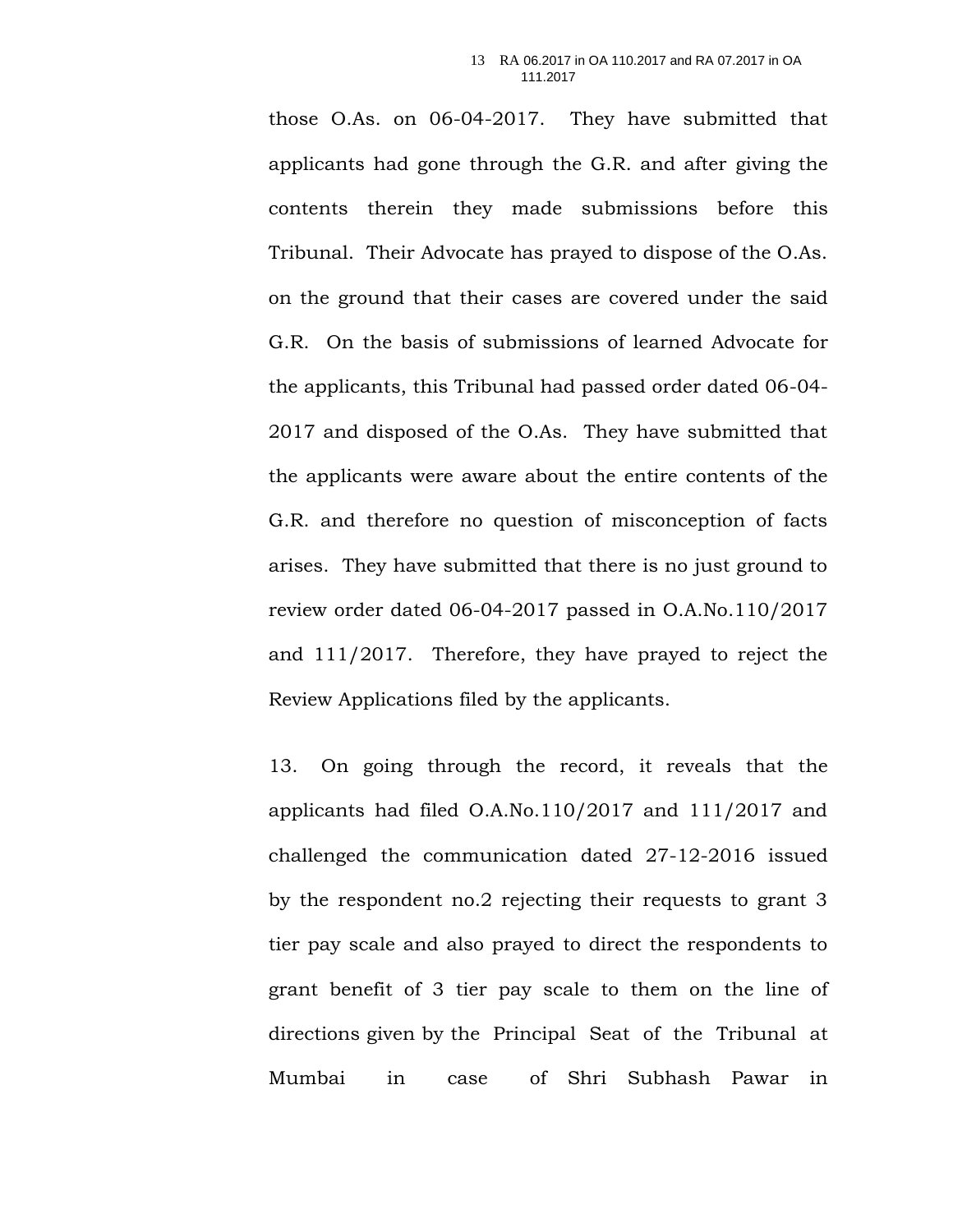those O.As. on 06-04-2017. They have submitted that applicants had gone through the G.R. and after giving the contents therein they made submissions before this Tribunal. Their Advocate has prayed to dispose of the O.As. on the ground that their cases are covered under the said G.R. On the basis of submissions of learned Advocate for the applicants, this Tribunal had passed order dated 06-04-2017 and disposed of the O.As. They have submitted that the applicants were aware about the entire contents of the G.R. and therefore no question of misconception of facts arises. They have submitted that there is no just ground to review order dated 06-04-2017 passed in O.A.No.110/2017 and 111/2017. Therefore, they have prayed to reject the Review Applications filed by the applicants.

13. On going through the record, it reveals that the applicants had filed O.A.No.110/2017 and 111/2017 and challenged the communication dated 27-12-2016 issued by the respondent no.2 rejecting their requests to grant 3 tier pay scale and also prayed to direct the respondents to grant benefit of 3 tier pay scale to them on the line of directions given by the Principal Seat of the Tribunal at Mumbai in case of Shri Subhash Pawar in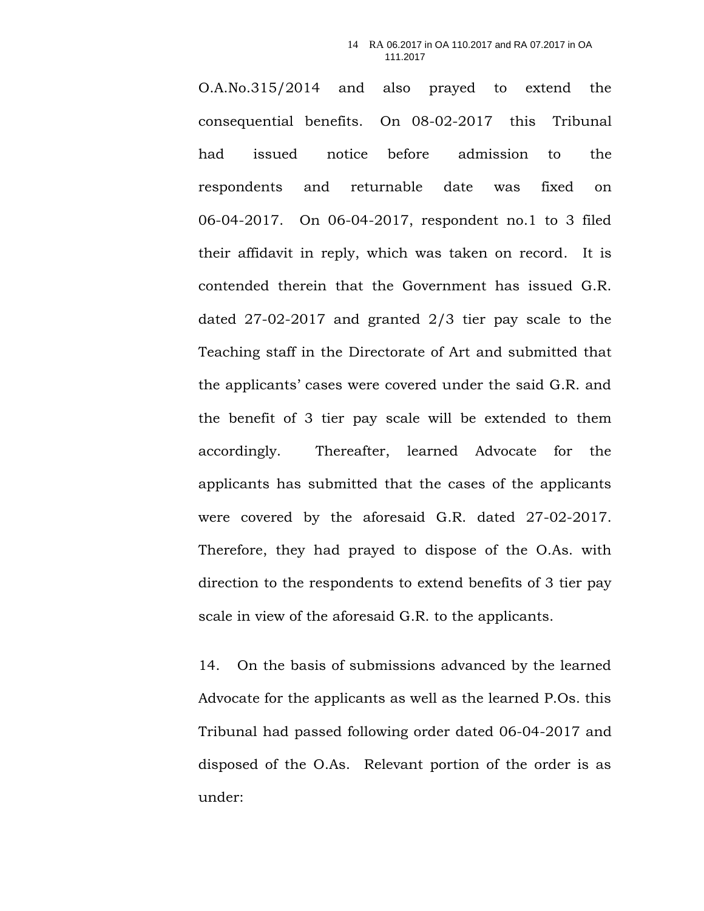O.A.No.315/2014 and also prayed to extend the consequential benefits. On 08-02-2017 this Tribunal had issued notice before admission to the respondents and returnable date was fixed on 06-04-2017. On 06-04-2017, respondent no.1 to 3 filed their affidavit in reply, which was taken on record. It is contended therein that the Government has issued G.R. dated 27-02-2017 and granted 2/3 tier pay scale to the Teaching staff in the Directorate of Art and submitted that the applicants' cases were covered under the said G.R. and the benefit of 3 tier pay scale will be extended to them accordingly. Thereafter, learned Advocate for the applicants has submitted that the cases of the applicants were covered by the aforesaid G.R. dated 27-02-2017. Therefore, they had prayed to dispose of the O.As. with direction to the respondents to extend benefits of 3 tier pay scale in view of the aforesaid G.R. to the applicants.

14. On the basis of submissions advanced by the learned Advocate for the applicants as well as the learned P.Os. this Tribunal had passed following order dated 06-04-2017 and disposed of the O.As. Relevant portion of the order is as under: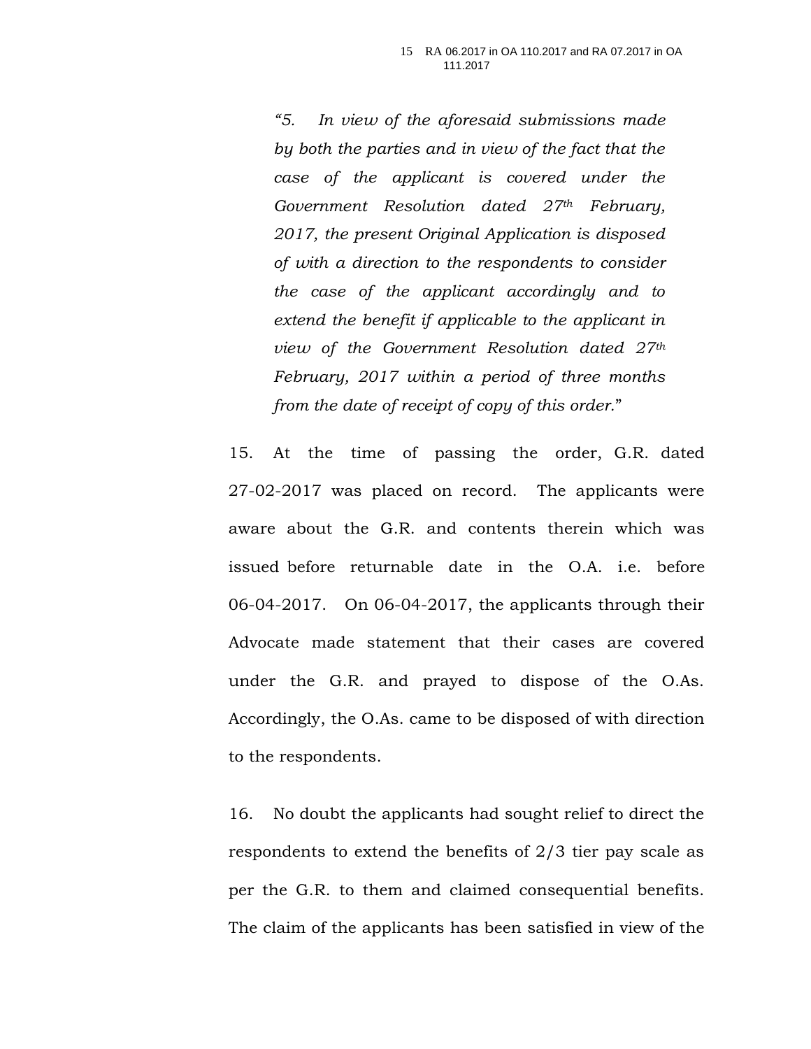*"5. In view of the aforesaid submissions made by both the parties and in view of the fact that the case of the applicant is covered under the Government Resolution dated 27th February, 2017, the present Original Application is disposed of with a direction to the respondents to consider the case of the applicant accordingly and to extend the benefit if applicable to the applicant in view of the Government Resolution dated 27th February, 2017 within a period of three months from the date of receipt of copy of this order."*

15. At the time of passing the order, G.R. dated 27-02-2017 was placed on record. The applicants were aware about the G.R. and contents therein which was issued before returnable date in the O.A. i.e. before 06-04-2017. On 06-04-2017, the applicants through their Advocate made statement that their cases are covered under the G.R. and prayed to dispose of the O.As. Accordingly, the O.As. came to be disposed of with direction to the respondents.

16. No doubt the applicants had sought relief to direct the respondents to extend the benefits of 2/3 tier pay scale as per the G.R. to them and claimed consequential benefits. The claim of the applicants has been satisfied in view of the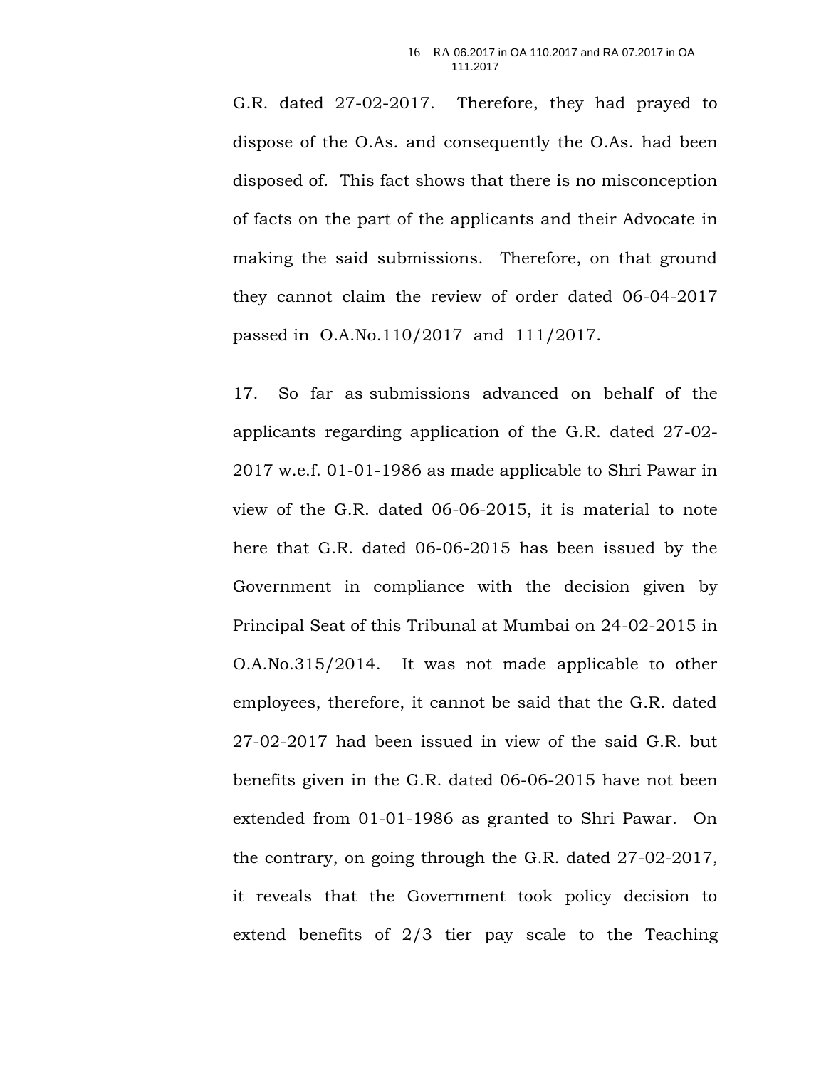G.R. dated 27-02-2017. Therefore, they had prayed to dispose of the O.As. and consequently the O.As. had been disposed of. This fact shows that there is no misconception of facts on the part of the applicants and their Advocate in making the said submissions. Therefore, on that ground they cannot claim the review of order dated 06-04-2017 passed in O.A.No.110/2017 and 111/2017.

17. So far as submissions advanced on behalf of the applicants regarding application of the G.R. dated 27-02-2017 w.e.f. 01-01-1986 as made applicable to Shri Pawar in view of the G.R. dated 06-06-2015, it is material to note here that G.R. dated 06-06-2015 has been issued by the Government in compliance with the decision given by Principal Seat of this Tribunal at Mumbai on 24-02-2015 in O.A.No.315/2014. It was not made applicable to other employees, therefore, it cannot be said that the G.R. dated 27-02-2017 had been issued in view of the said G.R. but benefits given in the G.R. dated 06-06-2015 have not been extended from 01-01-1986 as granted to Shri Pawar. On the contrary, on going through the G.R. dated 27-02-2017, it reveals that the Government took policy decision to extend benefits of 2/3 tier pay scale to the Teaching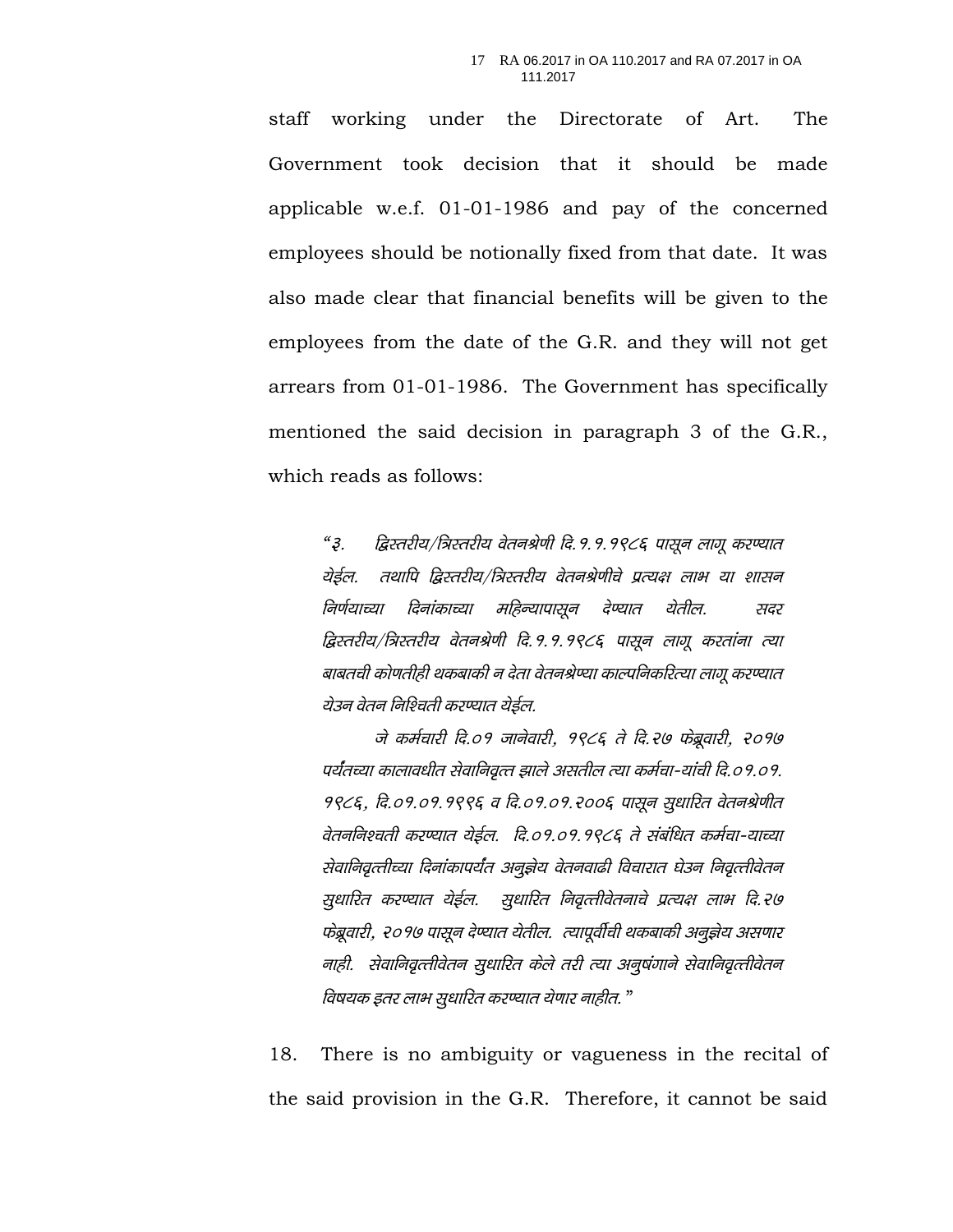staff working under the Directorate of Art. The Government took decision that it should be made applicable w.e.f. 01-01-1986 and pay of the concerned employees should be notionally fixed from that date. It was also made clear that financial benefits will be given to the employees from the date of the G.R. and they will not get arrears from 01-01-1986. The Government has specifically mentioned the said decision in paragraph 3 of the G.R., which reads as follows:

> *"३. द्विस्तरीय/त्रिस्तरीय वेतनश्रेणी दि.१.१.१९८६ पासून लागू करण्यात येईल. तथापि द्विस्तरीय/त्रिस्तरीय वेतनश्रेणीचे प्रत्यक्ष लाभ या शासन निर्णयाच्या दिनांकाच्या महिन्यापासून देण्यात येतील. सदर द्विस्तरीय/त्रिस्तरीय वेतनश्रेणी दि.१.१.१९८६ पासून लागू करतांना त्या बाबतची कोणतीही थकबाकी न देता वेतनश्रेण्या काल्पनिकरित्या लागू करण्यात येउन वेतन निश्चिती करण्यात येईल.*
>
> *जे कर्मचारी दि.०१ जानेवारी, १९८६ ते दि.२७ फेब्रूवारी, २०१७ पर्यंतच्या कालावधीत सेवानिवृत्त झाले असतील त्या कर्मचा-यांची दि.०१.०१. १९८६, दि.०१.०१.१९९६ व दि.०१.०१.२००६ पासून सुधारित वेतनश्रेणीत वेतननिश्चती करण्यात येईल. दि.०१.०१.१९८६ ते संबंधित कर्मचा-याच्या सेवानिवृत्तीच्या दिनांकापर्यंत अनुज्ञेय वेतनवाढी विचारात घेउन निवृत्तीवेतन सुधारित करण्यात येईल. सुधारित निवृत्तीवेतनाचे प्रत्यक्ष लाभ दि.२७ फेब्रूवारी, २०१७ पासून देण्यात येतील. त्यापूर्वीची थकबाकी अनुज्ञेय असणार नाही. सेवानिवृत्तीवेतन सुधारित केले तरी त्या अनुषंगाने सेवानिवृत्तीवेतन विषयक इतर लाभ सुधारित करण्यात येणार नाहीत."*

18. There is no ambiguity or vagueness in the recital of the said provision in the G.R. Therefore, it cannot be said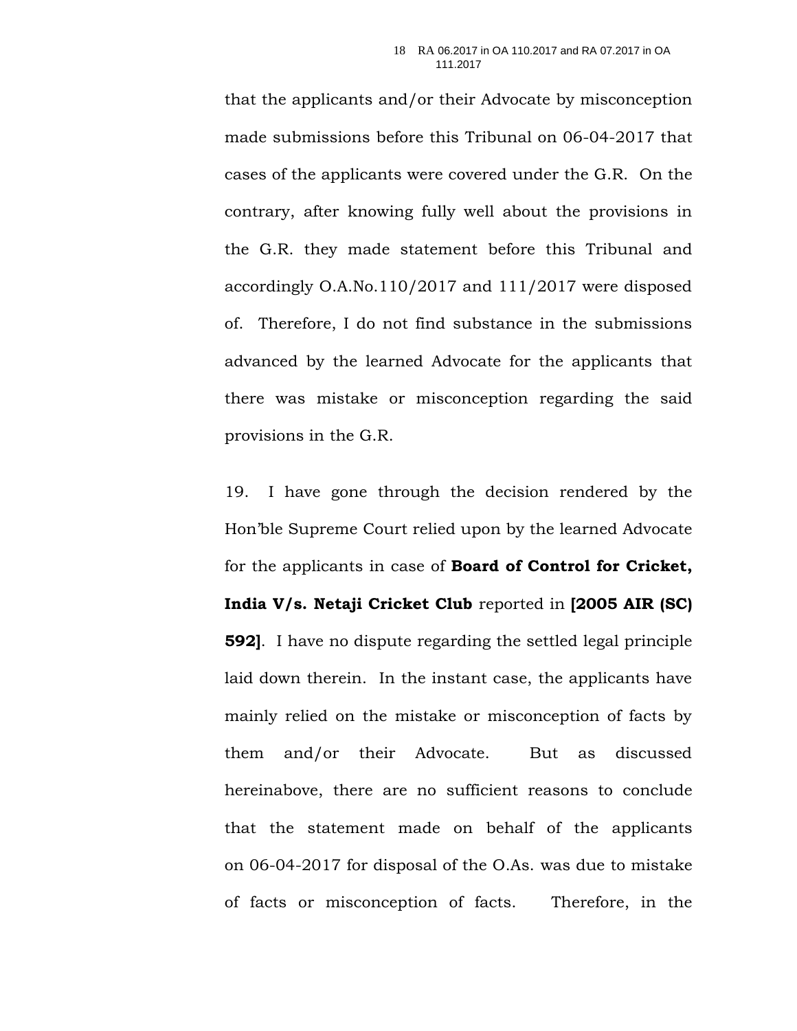that the applicants and/or their Advocate by misconception made submissions before this Tribunal on 06-04-2017 that cases of the applicants were covered under the G.R. On the contrary, after knowing fully well about the provisions in the G.R. they made statement before this Tribunal and accordingly O.A.No.110/2017 and 111/2017 were disposed of. Therefore, I do not find substance in the submissions advanced by the learned Advocate for the applicants that there was mistake or misconception regarding the said provisions in the G.R.

19. I have gone through the decision rendered by the Hon'ble Supreme Court relied upon by the learned Advocate for the applicants in case of **Board of Control for Cricket, India V/s. Netaji Cricket Club** reported in **[2005 AIR (SC) 592]**. I have no dispute regarding the settled legal principle laid down therein. In the instant case, the applicants have mainly relied on the mistake or misconception of facts by them and/or their Advocate. But as discussed hereinabove, there are no sufficient reasons to conclude that the statement made on behalf of the applicants on 06-04-2017 for disposal of the O.As. was due to mistake of facts or misconception of facts. Therefore, in the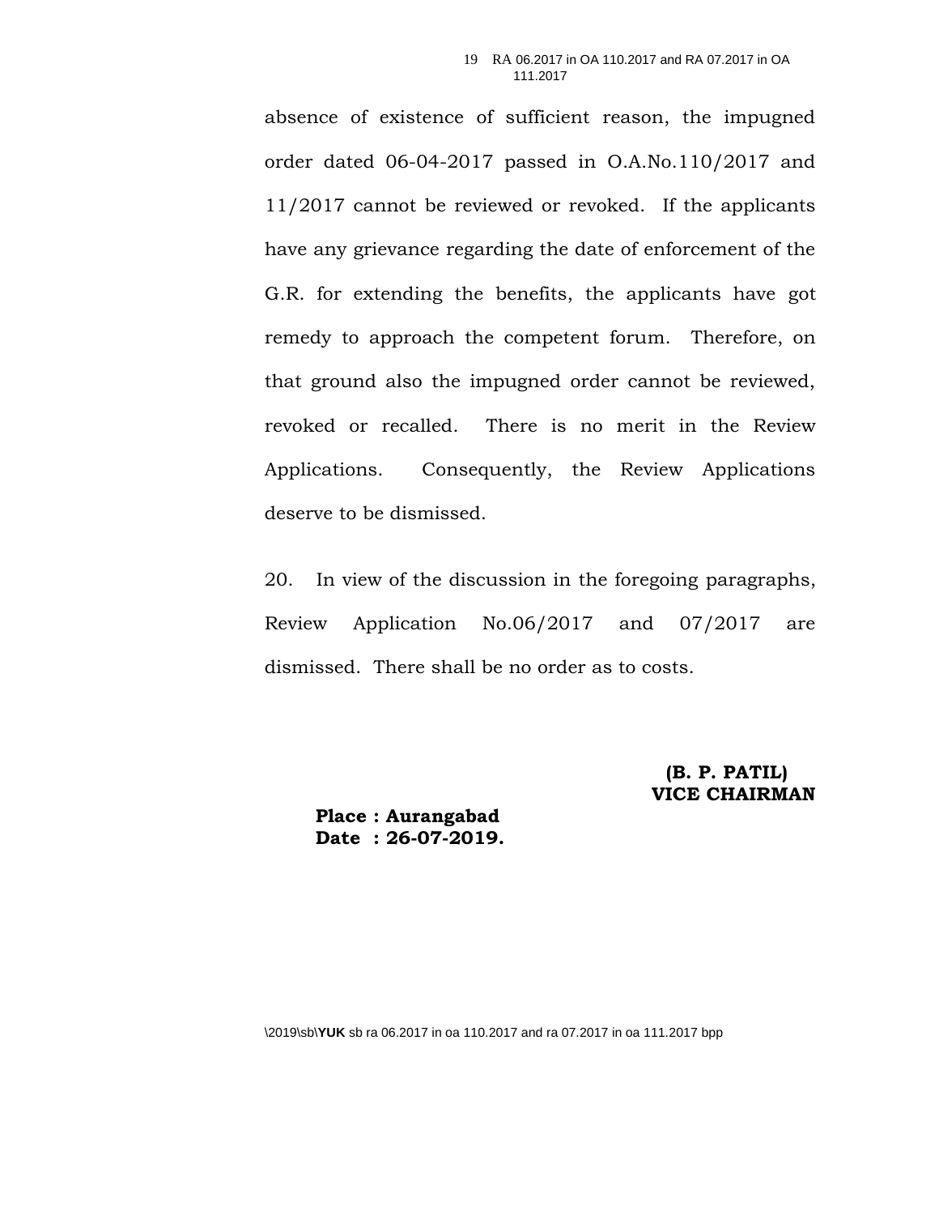absence of existence of sufficient reason, the impugned order dated 06-04-2017 passed in O.A.No.110/2017 and 11/2017 cannot be reviewed or revoked. If the applicants have any grievance regarding the date of enforcement of the G.R. for extending the benefits, the applicants have got remedy to approach the competent forum. Therefore, on that ground also the impugned order cannot be reviewed, revoked or recalled. There is no merit in the Review Applications. Consequently, the Review Applications deserve to be dismissed.

20. In view of the discussion in the foregoing paragraphs, Review Application No.06/2017 and 07/2017 are dismissed. There shall be no order as to costs.

**(B. P. PATIL)**
**VICE CHAIRMAN**

**Place : Aurangabad**
**Date : 26-07-2019.**

\2019\sb\**YUK** sb ra 06.2017 in oa 110.2017 and ra 07.2017 in oa 111.2017 bpp